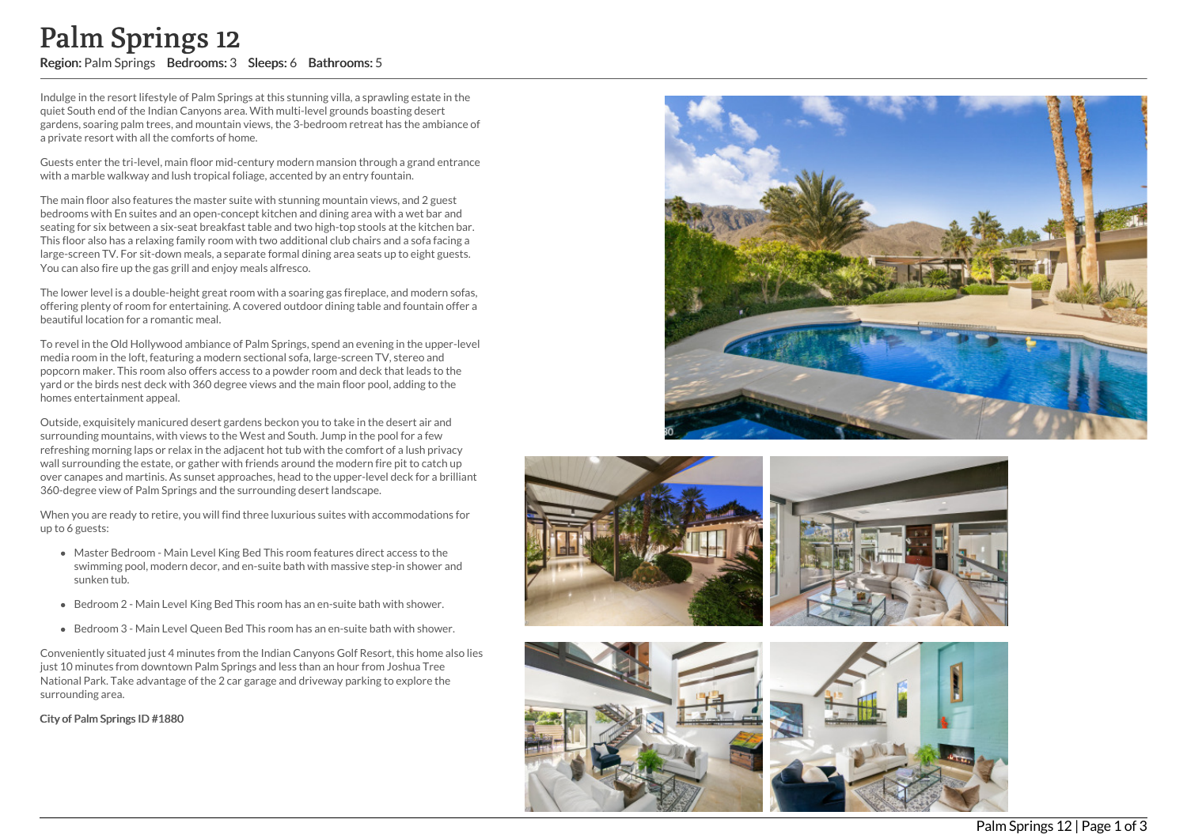# Palm Springs 12

**Region:** Palm Springs **Bedrooms:** 3 **Sleeps:** 6 **Bathrooms:** 5

Indulge in the resort lifestyle of Palm Springs at this stunning villa, a sprawling estate in the quiet South end of the Indian Canyons area. With multi-level grounds boasting desert gardens, soaring palm trees, and mountain views, the 3-bedroom retreat has the ambiance of a private resort with all the comforts of home.

Guests enter the tri-level, main floor mid-century modern mansion through a grand entrance with a marble walkway and lush tropical foliage, accented by an entry fountain.

The main floor also features the master suite with stunning mountain views, and 2 guest bedrooms with En suites and an open-concept kitchen and dining area with a wet bar and seating for six between a six-seat breakfast table and two high-top stools at the kitchen bar. This floor also has a relaxing family room with two additional club chairs and a sofa facing a large-screen TV. For sit-down meals, a separate formal dining area seats up to eight guests. You can also fire up the gas grill and enjoy meals alfresco.

The lower level is a double-height great room with a soaring gas fireplace, and modern sofas, offering plenty of room for entertaining. A covered outdoor dining table and fountain offer a beautiful location for a romantic meal.

To revel in the Old Hollywood ambiance of Palm Springs, spend an evening in the upper-level media room in the loft, featuring a modern sectional sofa, large-screen TV, stereo and popcorn maker. This room also offers access to a powder room and deck that leads to the yard or the birds nest deck with 360 degree views and the main floor pool, adding to the homes entertainment appeal.

Outside, exquisitely manicured desert gardens beckon you to take in the desert air and surrounding mountains, with views to the West and South. Jump in the pool for a few refreshing morning laps or relax in the adjacent hot tub with the comfort of a lush privacy wall surrounding the estate, or gather with friends around the modern fire pit to catch up over canapes and martinis. As sunset approaches, head to the upper-level deck for a brilliant 360-degree view of Palm Springs and the surrounding desert landscape.

When you are ready to retire, you will find three luxurious suites with accommodations for up to 6 guests:

- Master Bedroom - Main Level King Bed This room features direct access to the swimming pool, modern decor, and en-suite bath with massive step-in shower and sunken tub.
- Bedroom 2 - Main Level King Bed This room has an en-suite bath with shower.
- Bedroom 3 - Main Level Queen Bed This room has an en-suite bath with shower.

Conveniently situated just 4 minutes from the Indian Canyons Golf Resort, this home also lies just 10 minutes from downtown Palm Springs and less than an hour from Joshua Tree National Park. Take advantage of the 2 car garage and driveway parking to explore the surrounding area.

**City of Palm Springs ID #1880**